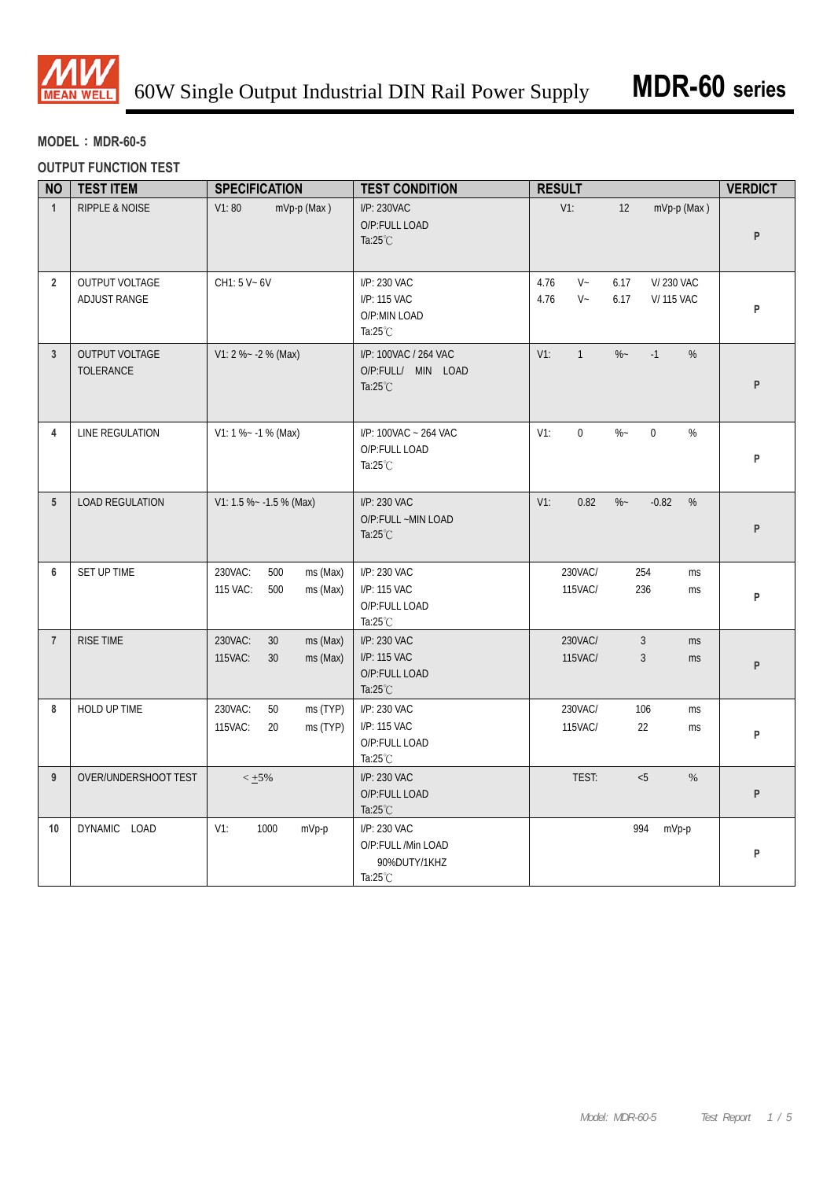# 60W Single Output Industrial DIN Rail Power Supply — MDR-60 series

**MODEL：MDR-60-5**

**OUTPUT FUNCTION TEST**

| NO | TEST ITEM | SPECIFICATION | TEST CONDITION | RESULT | VERDICT |
|---|---|---|---|---|---|
| 1 | RIPPLE & NOISE | V1: 80 mVp-p (Max) | I/P: 230VAC<br>O/P:FULL LOAD<br>Ta:25℃ | V1: 12 mVp-p (Max) | P |
| 2 | OUTPUT VOLTAGE ADJUST RANGE | CH1: 5 V~ 6V | I/P: 230 VAC<br>I/P: 115 VAC<br>O/P:MIN LOAD<br>Ta:25℃ | 4.76 V~ 6.17 V/ 230 VAC<br>4.76 V~ 6.17 V/ 115 VAC | P |
| 3 | OUTPUT VOLTAGE TOLERANCE | V1: 2 %~ -2 % (Max) | I/P: 100VAC / 264 VAC<br>O/P:FULL/ MIN LOAD<br>Ta:25℃ | V1: 1 %~ -1 % | P |
| 4 | LINE REGULATION | V1: 1 %~ -1 % (Max) | I/P: 100VAC ~ 264 VAC<br>O/P:FULL LOAD<br>Ta:25℃ | V1: 0 %~ 0 % | P |
| 5 | LOAD REGULATION | V1: 1.5 %~ -1.5 % (Max) | I/P: 230 VAC<br>O/P:FULL ~MIN LOAD<br>Ta:25℃ | V1: 0.82 %~ -0.82 % | P |
| 6 | SET UP TIME | 230VAC: 500 ms (Max)<br>115 VAC: 500 ms (Max) | I/P: 230 VAC<br>I/P: 115 VAC<br>O/P:FULL LOAD<br>Ta:25℃ | 230VAC/ 254 ms<br>115VAC/ 236 ms | P |
| 7 | RISE TIME | 230VAC: 30 ms (Max)<br>115VAC: 30 ms (Max) | I/P: 230 VAC<br>I/P: 115 VAC<br>O/P:FULL LOAD<br>Ta:25℃ | 230VAC/ 3 ms<br>115VAC/ 3 ms | P |
| 8 | HOLD UP TIME | 230VAC: 50 ms (TYP)<br>115VAC: 20 ms (TYP) | I/P: 230 VAC<br>I/P: 115 VAC<br>O/P:FULL LOAD<br>Ta:25℃ | 230VAC/ 106 ms<br>115VAC/ 22 ms | P |
| 9 | OVER/UNDERSHOOT TEST | < ±5% | I/P: 230 VAC<br>O/P:FULL LOAD<br>Ta:25℃ | TEST: <5 % | P |
| 10 | DYNAMIC LOAD | V1: 1000 mVp-p | I/P: 230 VAC<br>O/P:FULL /Min LOAD<br>90%DUTY/1KHZ<br>Ta:25℃ | 994 mVp-p | P |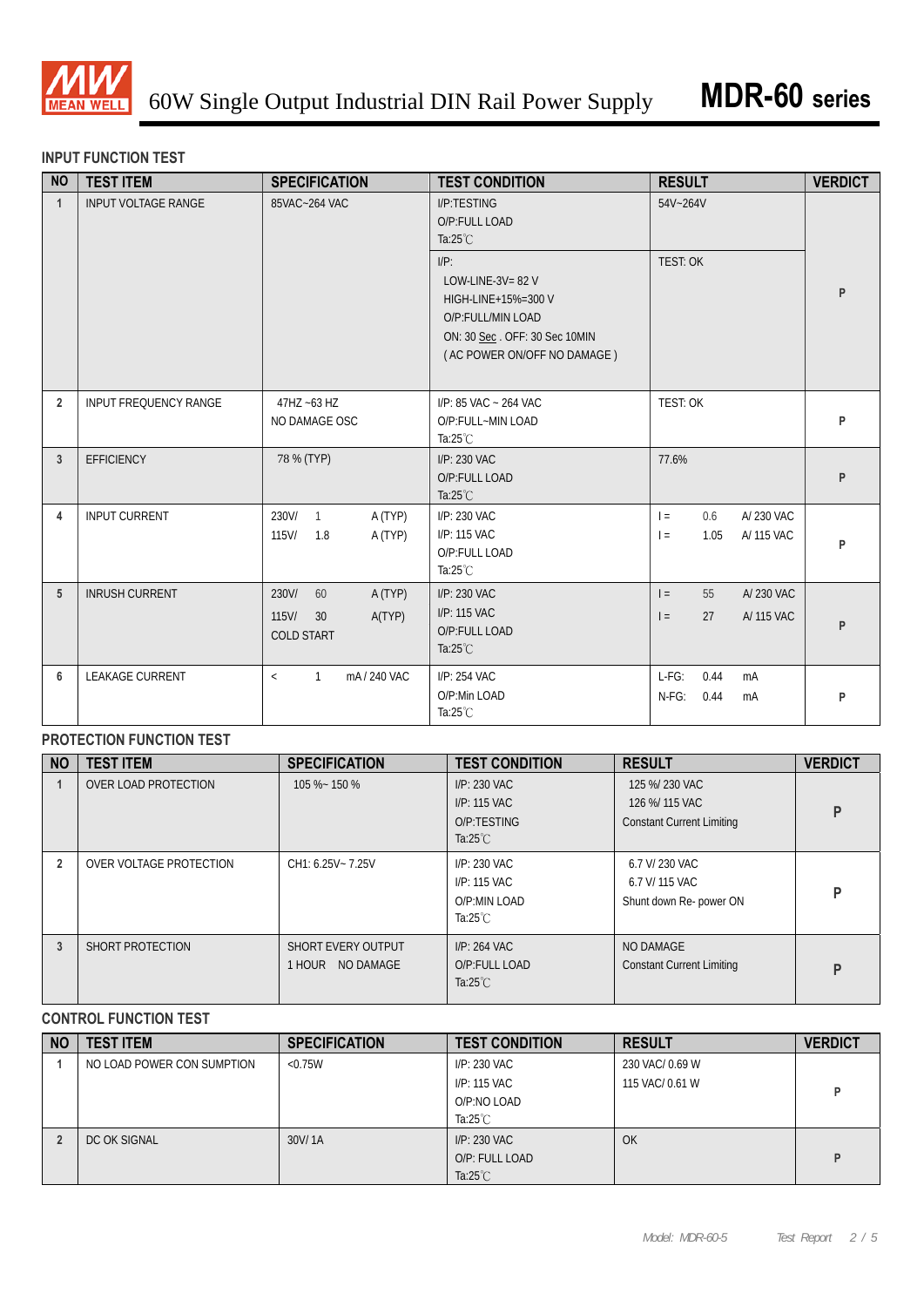## INPUT FUNCTION TEST

| NO | TEST ITEM | SPECIFICATION | TEST CONDITION | RESULT | VERDICT |
|---|---|---|---|---|---|
| 1 | INPUT VOLTAGE RANGE | 85VAC~264 VAC | I/P:TESTING<br>O/P:FULL LOAD<br>Ta:25℃ | 54V~264V | P |
| | | | I/P:<br>LOW-LINE-3V= 82 V<br>HIGH-LINE+15%=300 V<br>O/P:FULL/MIN LOAD<br>ON: 30 Sec . OFF: 30 Sec 10MIN<br>( AC POWER ON/OFF NO DAMAGE ) | TEST: OK | |
| 2 | INPUT FREQUENCY RANGE | 47HZ ~63 HZ<br>NO DAMAGE OSC | I/P: 85 VAC ~ 264 VAC<br>O/P:FULL~MIN LOAD<br>Ta:25℃ | TEST: OK | P |
| 3 | EFFICIENCY | 78 % (TYP) | I/P: 230 VAC<br>O/P:FULL LOAD<br>Ta:25℃ | 77.6% | P |
| 4 | INPUT CURRENT | 230V/ 1 A (TYP)<br>115V/ 1.8 A (TYP) | I/P: 230 VAC<br>I/P: 115 VAC<br>O/P:FULL LOAD<br>Ta:25℃ | I = 0.6 A/ 230 VAC<br>I = 1.05 A/ 115 VAC | P |
| 5 | INRUSH CURRENT | 230V/ 60 A (TYP)<br>115V/ 30 A(TYP)<br>COLD START | I/P: 230 VAC<br>I/P: 115 VAC<br>O/P:FULL LOAD<br>Ta:25℃ | I = 55 A/ 230 VAC<br>I = 27 A/ 115 VAC | P |
| 6 | LEAKAGE CURRENT | < 1 mA / 240 VAC | I/P: 254 VAC<br>O/P:Min LOAD<br>Ta:25℃ | L-FG: 0.44 mA<br>N-FG: 0.44 mA | P |

## PROTECTION FUNCTION TEST

| NO | TEST ITEM | SPECIFICATION | TEST CONDITION | RESULT | VERDICT |
|---|---|---|---|---|---|
| 1 | OVER LOAD PROTECTION | 105 %~ 150 % | I/P: 230 VAC<br>I/P: 115 VAC<br>O/P:TESTING<br>Ta:25℃ | 125 %/ 230 VAC<br>126 %/ 115 VAC<br>Constant Current Limiting | P |
| 2 | OVER VOLTAGE PROTECTION | CH1: 6.25V~ 7.25V | I/P: 230 VAC<br>I/P: 115 VAC<br>O/P:MIN LOAD<br>Ta:25℃ | 6.7 V/ 230 VAC<br>6.7 V/ 115 VAC<br>Shunt down Re- power ON | P |
| 3 | SHORT PROTECTION | SHORT EVERY OUTPUT<br>1 HOUR NO DAMAGE | I/P: 264 VAC<br>O/P:FULL LOAD<br>Ta:25℃ | NO DAMAGE<br>Constant Current Limiting | P |

## CONTROL FUNCTION TEST

| NO | TEST ITEM | SPECIFICATION | TEST CONDITION | RESULT | VERDICT |
|---|---|---|---|---|---|
| 1 | NO LOAD POWER CON SUMPTION | <0.75W | I/P: 230 VAC<br>I/P: 115 VAC<br>O/P:NO LOAD<br>Ta:25℃ | 230 VAC/ 0.69 W<br>115 VAC/ 0.61 W | P |
| 2 | DC OK SIGNAL | 30V/ 1A | I/P: 230 VAC<br>O/P: FULL LOAD<br>Ta:25℃ | OK | P |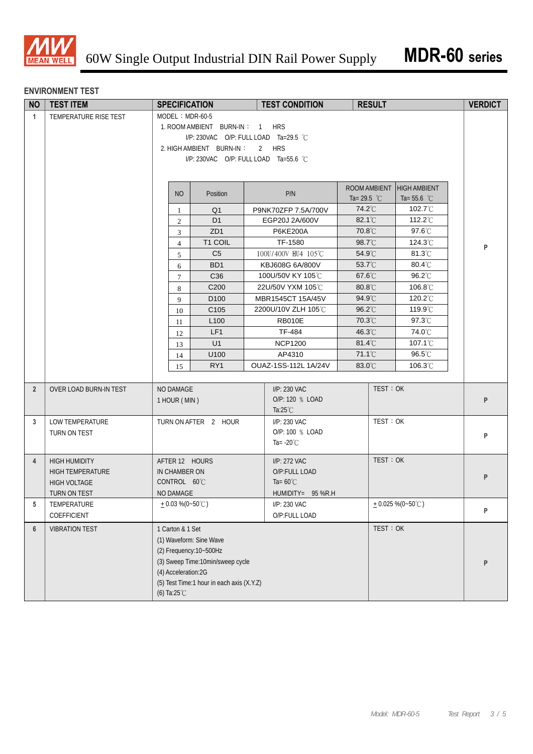## ENVIRONMENT TEST

| NO | TEST ITEM | SPECIFICATION | TEST CONDITION | RESULT | VERDICT |
|---|---|---|---|---|---|
| 1 | TEMPERATURE RISE TEST | MODEL：MDR-60-5<br>1. ROOM AMBIENT BURN-IN： 1 HRS<br>I/P: 230VAC O/P: FULL LOAD Ta=29.5 ℃<br>2. HIGH AMBIENT BURN-IN： 2 HRS<br>I/P: 230VAC O/P: FULL LOAD Ta=55.6 ℃ | | | P |

| NO | Position | P/N | ROOM AMBIENT Ta= 29.5 ℃ | HIGH AMBIENT Ta= 55.6 ℃ |
|---|---|---|---|---|
| 1 | Q1 | P9NK70ZFP 7.5A/700V | 74.2℃ | 102.7℃ |
| 2 | D1 | EGP20J 2A/600V | 82.1℃ | 112.2℃ |
| 3 | ZD1 | P6KE200A | 70.8℃ | 97.6℃ |
| 4 | T1 COIL | TF-1580 | 98.7℃ | 124.3℃ |
| 5 | C5 | 100U/400V HU4 105℃ | 54.9℃ | 81.3℃ |
| 6 | BD1 | KBJ608G 6A/800V | 53.7℃ | 80.4℃ |
| 7 | C36 | 100U/50V KY 105℃ | 67.6℃ | 96.2℃ |
| 8 | C200 | 22U/50V YXM 105℃ | 80.8℃ | 106.8℃ |
| 9 | D100 | MBR1545CT 15A/45V | 94.9℃ | 120.2℃ |
| 10 | C105 | 2200U/10V ZLH 105℃ | 96.2℃ | 119.9℃ |
| 11 | L100 | RB010E | 70.3℃ | 97.3℃ |
| 12 | LF1 | TF-484 | 46.3℃ | 74.0℃ |
| 13 | U1 | NCP1200 | 81.4℃ | 107.1℃ |
| 14 | U100 | AP4310 | 71.1℃ | 96.5℃ |
| 15 | RY1 | OUAZ-1SS-112L 1A/24V | 83.0℃ | 106.3℃ |

| NO | TEST ITEM | SPECIFICATION | TEST CONDITION | RESULT | VERDICT |
|---|---|---|---|---|---|
| 2 | OVER LOAD BURN-IN TEST | NO DAMAGE<br>1 HOUR ( MIN ) | I/P: 230 VAC<br>O/P: 120 ％ LOAD<br>Ta:25℃ | TEST：OK | P |
| 3 | LOW TEMPERATURE TURN ON TEST | TURN ON AFTER 2 HOUR | I/P: 230 VAC<br>O/P: 100 ％ LOAD<br>Ta= -20℃ | TEST：OK | P |
| 4 | HIGH HUMIDITY HIGH TEMPERATURE HIGH VOLTAGE TURN ON TEST | AFTER 12 HOURS<br>IN CHAMBER ON<br>CONTROL 60℃<br>NO DAMAGE | I/P: 272 VAC<br>O/P:FULL LOAD<br>Ta= 60℃<br>HUMIDITY= 95 %R.H | TEST：OK | P |
| 5 | TEMPERATURE COEFFICIENT | ± 0.03 %(0~50℃) | I/P: 230 VAC<br>O/P:FULL LOAD | ± 0.025 %(0~50℃) | P |
| 6 | VIBRATION TEST | 1 Carton & 1 Set<br>(1) Waveform: Sine Wave<br>(2) Frequency:10~500Hz<br>(3) Sweep Time:10min/sweep cycle<br>(4) Acceleration:2G<br>(5) Test Time:1 hour in each axis (X.Y.Z)<br>(6) Ta:25℃ | | TEST：OK | P |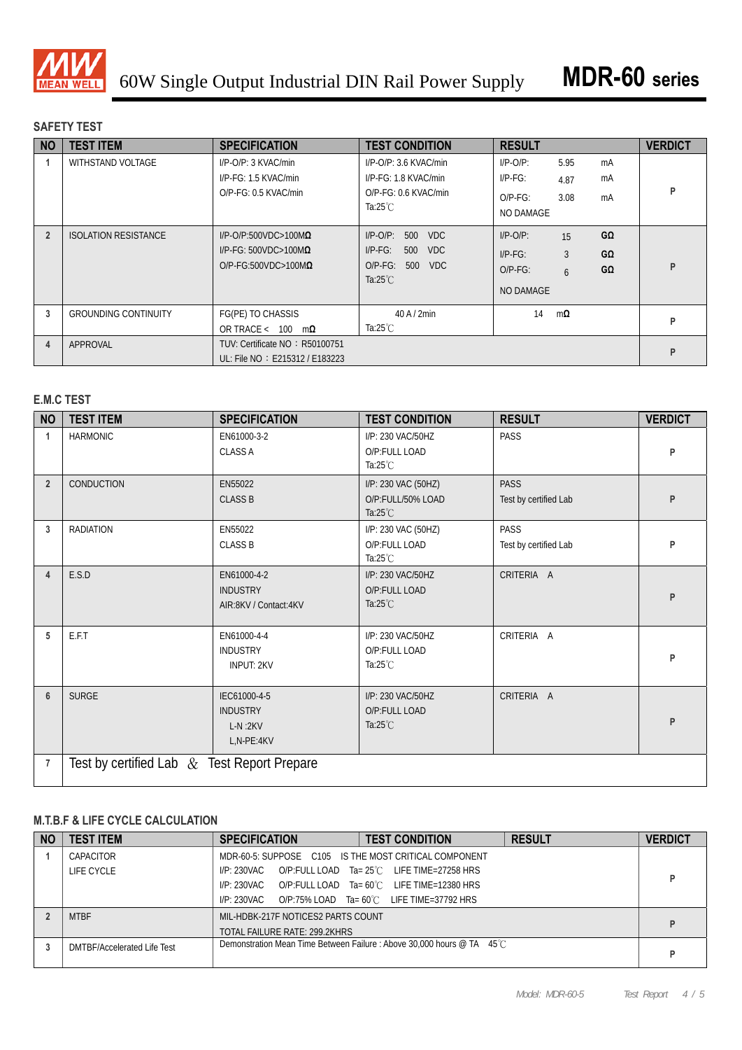60W Single Output Industrial DIN Rail Power Supply **MDR-60 series**

## SAFETY TEST

| NO | TEST ITEM | SPECIFICATION | TEST CONDITION | RESULT | VERDICT |
|---|---|---|---|---|---|
| 1 | WITHSTAND VOLTAGE | I/P-O/P: 3 KVAC/min<br>I/P-FG: 1.5 KVAC/min<br>O/P-FG: 0.5 KVAC/min | I/P-O/P: 3.6 KVAC/min<br>I/P-FG: 1.8 KVAC/min<br>O/P-FG: 0.6 KVAC/min<br>Ta:25℃ | I/P-O/P: 5.95 mA<br>I/P-FG: 4.87 mA<br>O/P-FG: 3.08 mA<br>NO DAMAGE | P |
| 2 | ISOLATION RESISTANCE | I/P-O/P:500VDC>100MΩ<br>I/P-FG: 500VDC>100MΩ<br>O/P-FG:500VDC>100MΩ | I/P-O/P: 500 VDC<br>I/P-FG: 500 VDC<br>O/P-FG: 500 VDC<br>Ta:25℃ | I/P-O/P: 15 GΩ<br>I/P-FG: 3 GΩ<br>O/P-FG: 6 GΩ<br>NO DAMAGE | P |
| 3 | GROUNDING CONTINUITY | FG(PE) TO CHASSIS<br>OR TRACE < 100 mΩ | 40 A / 2min<br>Ta:25℃ | 14 mΩ | P |
| 4 | APPROVAL | TUV: Certificate NO：R50100751<br>UL: File NO：E215312 / E183223 | | | P |

## E.M.C TEST

| NO | TEST ITEM | SPECIFICATION | TEST CONDITION | RESULT | VERDICT |
|---|---|---|---|---|---|
| 1 | HARMONIC | EN61000-3-2<br>CLASS A | I/P: 230 VAC/50HZ<br>O/P:FULL LOAD<br>Ta:25℃ | PASS | P |
| 2 | CONDUCTION | EN55022<br>CLASS B | I/P: 230 VAC (50HZ)<br>O/P:FULL/50% LOAD<br>Ta:25℃ | PASS<br>Test by certified Lab | P |
| 3 | RADIATION | EN55022<br>CLASS B | I/P: 230 VAC (50HZ)<br>O/P:FULL LOAD<br>Ta:25℃ | PASS<br>Test by certified Lab | P |
| 4 | E.S.D | EN61000-4-2<br>INDUSTRY<br>AIR:8KV / Contact:4KV | I/P: 230 VAC/50HZ<br>O/P:FULL LOAD<br>Ta:25℃ | CRITERIA A | P |
| 5 | E.F.T | EN61000-4-4<br>INDUSTRY<br>INPUT: 2KV | I/P: 230 VAC/50HZ<br>O/P:FULL LOAD<br>Ta:25℃ | CRITERIA A | P |
| 6 | SURGE | IEC61000-4-5<br>INDUSTRY<br>L-N :2KV<br>L,N-PE:4KV | I/P: 230 VAC/50HZ<br>O/P:FULL LOAD<br>Ta:25℃ | CRITERIA A | P |
| 7 | Test by certified Lab ＆ Test Report Prepare | | | | |

## M.T.B.F & LIFE CYCLE CALCULATION

| NO | TEST ITEM | SPECIFICATION | TEST CONDITION | RESULT | VERDICT |
|---|---|---|---|---|---|
| 1 | CAPACITOR LIFE CYCLE | MDR-60-5: SUPPOSE C105 IS THE MOST CRITICAL COMPONENT<br>I/P: 230VAC O/P:FULL LOAD Ta= 25℃ LIFE TIME=27258 HRS<br>I/P: 230VAC O/P:FULL LOAD Ta= 60℃ LIFE TIME=12380 HRS<br>I/P: 230VAC O/P:75% LOAD Ta= 60℃ LIFE TIME=37792 HRS | | | P |
| 2 | MTBF | MIL-HDBK-217F NOTICES2 PARTS COUNT<br>TOTAL FAILURE RATE: 299.2KHRS | | | P |
| 3 | DMTBF/Accelerated Life Test | Demonstration Mean Time Between Failure : Above 30,000 hours @ TA 45℃ | | | P |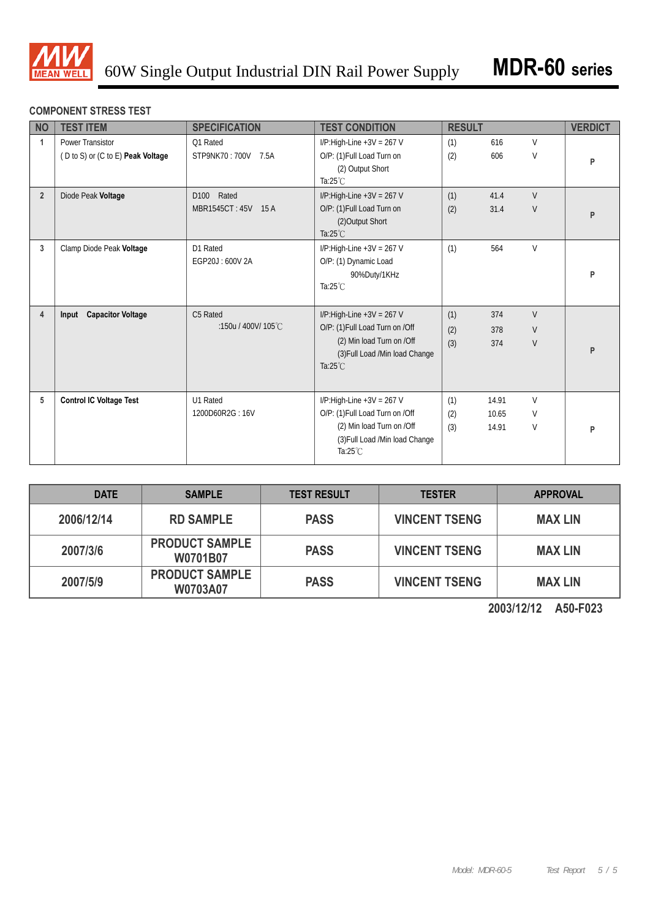## COMPONENT STRESS TEST

| NO | TEST ITEM | SPECIFICATION | TEST CONDITION | RESULT | | | VERDICT |
|---|---|---|---|---|---|---|---|
| 1 | Power Transistor ( D to S) or (C to E) **Peak Voltage** | Q1 Rated STP9NK70 : 700V 7.5A | I/P:High-Line +3V = 267 V O/P: (1)Full Load Turn on (2) Output Short Ta:25℃ | (1)<br>(2) | 616<br>606 | V<br>V | P |
| 2 | Diode Peak **Voltage** | D100 Rated MBR1545CT : 45V 15 A | I/P:High-Line +3V = 267 V O/P: (1)Full Load Turn on (2)Output Short Ta:25℃ | (1)<br>(2) | 41.4<br>31.4 | V<br>V | P |
| 3 | Clamp Diode Peak **Voltage** | D1 Rated EGP20J : 600V 2A | I/P:High-Line +3V = 267 V O/P: (1) Dynamic Load 90%Duty/1KHz Ta:25℃ | (1) | 564 | V | P |
| 4 | **Input Capacitor Voltage** | C5 Rated :150u / 400V/ 105℃ | I/P:High-Line +3V = 267 V O/P: (1)Full Load Turn on /Off (2) Min load Turn on /Off (3)Full Load /Min load Change Ta:25℃ | (1)<br>(2)<br>(3) | 374<br>378<br>374 | V<br>V<br>V | P |
| 5 | **Control IC Voltage Test** | U1 Rated 1200D60R2G : 16V | I/P:High-Line +3V = 267 V O/P: (1)Full Load Turn on /Off (2) Min load Turn on /Off (3)Full Load /Min load Change Ta:25℃ | (1)<br>(2)<br>(3) | 14.91<br>10.65<br>14.91 | V<br>V<br>V | P |

| DATE | SAMPLE | TEST RESULT | TESTER | APPROVAL |
|---|---|---|---|---|
| 2006/12/14 | RD SAMPLE | PASS | VINCENT TSENG | MAX LIN |
| 2007/3/6 | PRODUCT SAMPLE W0701B07 | PASS | VINCENT TSENG | MAX LIN |
| 2007/5/9 | PRODUCT SAMPLE W0703A07 | PASS | VINCENT TSENG | MAX LIN |

**2003/12/12 A50-F023**